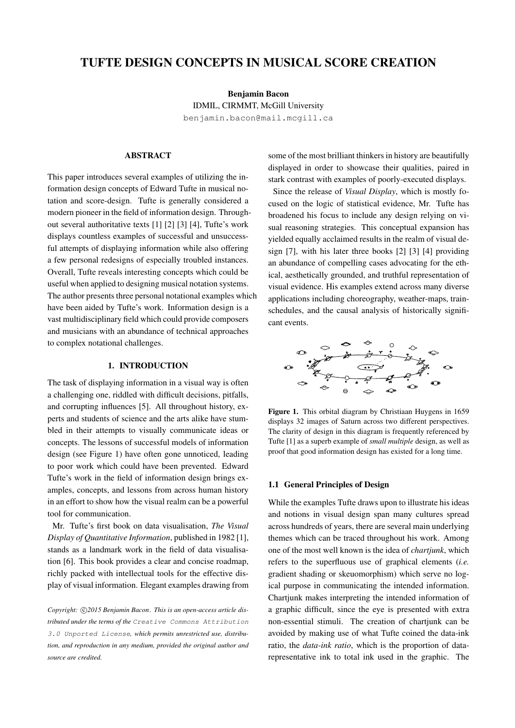# TUFTE DESIGN CONCEPTS IN MUSICAL SCORE CREATION

**Benjamin Bacon**
IDMIL, CIRMMT, McGill University
benjamin.bacon@mail.mcgill.ca

## ABSTRACT

This paper introduces several examples of utilizing the information design concepts of Edward Tufte in musical notation and score-design. Tufte is generally considered a modern pioneer in the field of information design. Throughout several authoritative texts [1] [2] [3] [4], Tufte's work displays countless examples of successful and unsuccessful attempts of displaying information while also offering a few personal redesigns of especially troubled instances. Overall, Tufte reveals interesting concepts which could be useful when applied to designing musical notation systems. The author presents three personal notational examples which have been aided by Tufte's work. Information design is a vast multidisciplinary field which could provide composers and musicians with an abundance of technical approaches to complex notational challenges.

## 1. INTRODUCTION

The task of displaying information in a visual way is often a challenging one, riddled with difficult decisions, pitfalls, and corrupting influences [5]. All throughout history, experts and students of science and the arts alike have stumbled in their attempts to visually communicate ideas or concepts. The lessons of successful models of information design (see Figure 1) have often gone unnoticed, leading to poor work which could have been prevented. Edward Tufte's work in the field of information design brings examples, concepts, and lessons from across human history in an effort to show how the visual realm can be a powerful tool for communication.

Mr. Tufte's first book on data visualisation, *The Visual Display of Quantitative Information*, published in 1982 [1], stands as a landmark work in the field of data visualisation [6]. This book provides a clear and concise roadmap, richly packed with intellectual tools for the effective display of visual information. Elegant examples drawing from some of the most brilliant thinkers in history are beautifully displayed in order to showcase their qualities, paired in stark contrast with examples of poorly-executed displays.

Since the release of *Visual Display*, which is mostly focused on the logic of statistical evidence, Mr. Tufte has broadened his focus to include any design relying on visual reasoning strategies. This conceptual expansion has yielded equally acclaimed results in the realm of visual design [7], with his later three books [2] [3] [4] providing an abundance of compelling cases advocating for the ethical, aesthetically grounded, and truthful representation of visual evidence. His examples extend across many diverse applications including choreography, weather-maps, train-schedules, and the causal analysis of historically significant events.

**Figure 1.** This orbital diagram by Christiaan Huygens in 1659 displays 32 images of Saturn across two different perspectives. The clarity of design in this diagram is frequently referenced by Tufte [1] as a superb example of *small multiple* design, as well as proof that good information design has existed for a long time.

### 1.1 General Principles of Design

While the examples Tufte draws upon to illustrate his ideas and notions in visual design span many cultures spread across hundreds of years, there are several main underlying themes which can be traced throughout his work. Among one of the most well known is the idea of *chartjunk*, which refers to the superfluous use of graphical elements (*i.e.* gradient shading or skeuomorphism) which serve no logical purpose in communicating the intended information. Chartjunk makes interpreting the intended information of a graphic difficult, since the eye is presented with extra non-essential stimuli. The creation of chartjunk can be avoided by making use of what Tufte coined the data-ink ratio, the *data-ink ratio*, which is the proportion of data-representative ink to total ink used in the graphic. The

*Copyright: ©2015 Benjamin Bacon. This is an open-access article distributed under the terms of the* Creative Commons Attribution 3.0 Unported License*, which permits unrestricted use, distribution, and reproduction in any medium, provided the original author and source are credited.*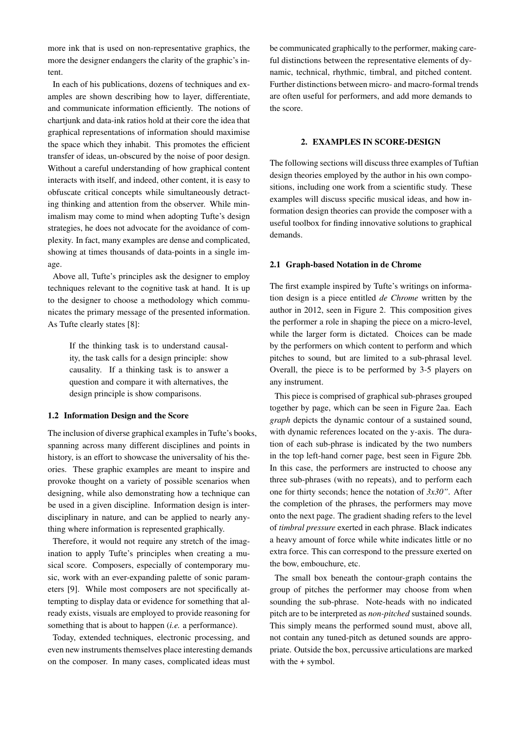more ink that is used on non-representative graphics, the more the designer endangers the clarity of the graphic's intent.

In each of his publications, dozens of techniques and examples are shown describing how to layer, differentiate, and communicate information efficiently. The notions of chartjunk and data-ink ratios hold at their core the idea that graphical representations of information should maximise the space which they inhabit. This promotes the efficient transfer of ideas, un-obscured by the noise of poor design. Without a careful understanding of how graphical content interacts with itself, and indeed, other content, it is easy to obfuscate critical concepts while simultaneously detracting thinking and attention from the observer. While minimalism may come to mind when adopting Tufte's design strategies, he does not advocate for the avoidance of complexity. In fact, many examples are dense and complicated, showing at times thousands of data-points in a single image.

Above all, Tufte's principles ask the designer to employ techniques relevant to the cognitive task at hand. It is up to the designer to choose a methodology which communicates the primary message of the presented information. As Tufte clearly states [8]:

> If the thinking task is to understand causality, the task calls for a design principle: show causality. If a thinking task is to answer a question and compare it with alternatives, the design principle is show comparisons.

### 1.2 Information Design and the Score

The inclusion of diverse graphical examples in Tufte's books, spanning across many different disciplines and points in history, is an effort to showcase the universality of his theories. These graphic examples are meant to inspire and provoke thought on a variety of possible scenarios when designing, while also demonstrating how a technique can be used in a given discipline. Information design is interdisciplinary in nature, and can be applied to nearly anything where information is represented graphically.

Therefore, it would not require any stretch of the imagination to apply Tufte's principles when creating a musical score. Composers, especially of contemporary music, work with an ever-expanding palette of sonic parameters [9]. While most composers are not specifically attempting to display data or evidence for something that already exists, visuals are employed to provide reasoning for something that is about to happen (*i.e.* a performance).

Today, extended techniques, electronic processing, and even new instruments themselves place interesting demands on the composer. In many cases, complicated ideas must be communicated graphically to the performer, making careful distinctions between the representative elements of dynamic, technical, rhythmic, timbral, and pitched content. Further distinctions between micro- and macro-formal trends are often useful for performers, and add more demands to the score.

## 2. EXAMPLES IN SCORE-DESIGN

The following sections will discuss three examples of Tuftian design theories employed by the author in his own compositions, including one work from a scientific study. These examples will discuss specific musical ideas, and how information design theories can provide the composer with a useful toolbox for finding innovative solutions to graphical demands.

### 2.1 Graph-based Notation in de Chrome

The first example inspired by Tufte's writings on information design is a piece entitled *de Chrome* written by the author in 2012, seen in Figure 2. This composition gives the performer a role in shaping the piece on a micro-level, while the larger form is dictated. Choices can be made by the performers on which content to perform and which pitches to sound, but are limited to a sub-phrasal level. Overall, the piece is to be performed by 3-5 players on any instrument.

This piece is comprised of graphical sub-phrases grouped together by page, which can be seen in Figure 2aa. Each *graph* depicts the dynamic contour of a sustained sound, with dynamic references located on the y-axis. The duration of each sub-phrase is indicated by the two numbers in the top left-hand corner page, best seen in Figure 2bb. In this case, the performers are instructed to choose any three sub-phrases (with no repeats), and to perform each one for thirty seconds; hence the notation of *3x30"*. After the completion of the phrases, the performers may move onto the next page. The gradient shading refers to the level of *timbral pressure* exerted in each phrase. Black indicates a heavy amount of force while white indicates little or no extra force. This can correspond to the pressure exerted on the bow, embouchure, etc.

The small box beneath the contour-graph contains the group of pitches the performer may choose from when sounding the sub-phrase. Note-heads with no indicated pitch are to be interpreted as *non-pitched* sustained sounds. This simply means the performed sound must, above all, not contain any tuned-pitch as detuned sounds are appropriate. Outside the box, percussive articulations are marked with the + symbol.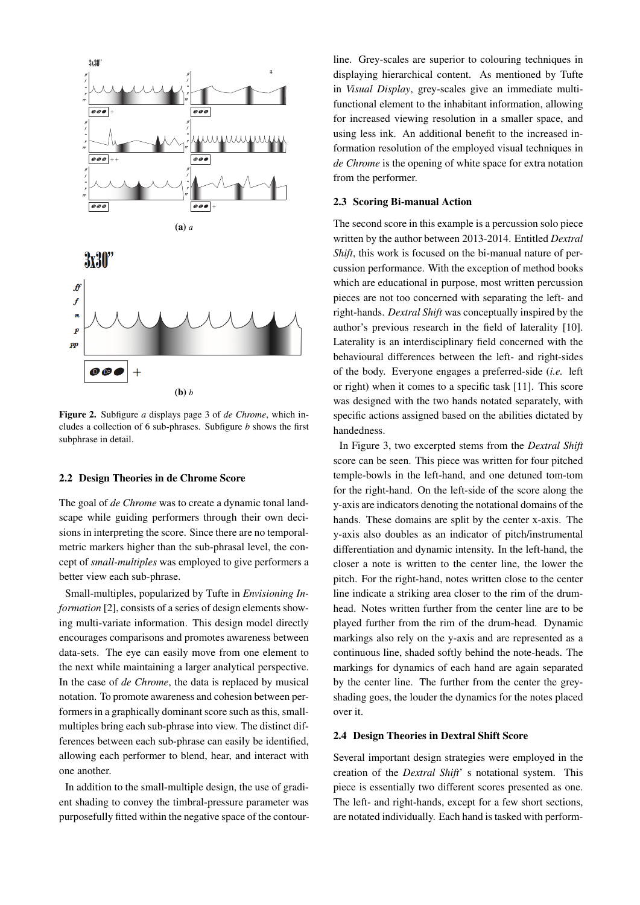(a) *a*

(b) *b*

**Figure 2.** Subfigure *a* displays page 3 of *de Chrome*, which includes a collection of 6 sub-phrases. Subfigure *b* shows the first subphrase in detail.

### 2.2 Design Theories in de Chrome Score

The goal of *de Chrome* was to create a dynamic tonal landscape while guiding performers through their own decisions in interpreting the score. Since there are no temporal-metric markers higher than the sub-phrasal level, the concept of *small-multiples* was employed to give performers a better view each sub-phrase.

Small-multiples, popularized by Tufte in *Envisioning Information* [2], consists of a series of design elements showing multi-variate information. This design model directly encourages comparisons and promotes awareness between data-sets. The eye can easily move from one element to the next while maintaining a larger analytical perspective. In the case of *de Chrome*, the data is replaced by musical notation. To promote awareness and cohesion between performers in a graphically dominant score such as this, small-multiples bring each sub-phrase into view. The distinct differences between each sub-phrase can easily be identified, allowing each performer to blend, hear, and interact with one another.

In addition to the small-multiple design, the use of gradient shading to convey the timbral-pressure parameter was purposefully fitted within the negative space of the contour-line. Grey-scales are superior to colouring techniques in displaying hierarchical content. As mentioned by Tufte in *Visual Display*, grey-scales give an immediate multi-functional element to the inhabitant information, allowing for increased viewing resolution in a smaller space, and using less ink. An additional benefit to the increased information resolution of the employed visual techniques in *de Chrome* is the opening of white space for extra notation from the performer.

### 2.3 Scoring Bi-manual Action

The second score in this example is a percussion solo piece written by the author between 2013-2014. Entitled *Dextral Shift*, this work is focused on the bi-manual nature of percussion performance. With the exception of method books which are educational in purpose, most written percussion pieces are not too concerned with separating the left- and right-hands. *Dextral Shift* was conceptually inspired by the author's previous research in the field of laterality [10]. Laterality is an interdisciplinary field concerned with the behavioural differences between the left- and right-sides of the body. Everyone engages a preferred-side (*i.e.* left or right) when it comes to a specific task [11]. This score was designed with the two hands notated separately, with specific actions assigned based on the abilities dictated by handedness.

In Figure 3, two excerpted stems from the *Dextral Shift* score can be seen. This piece was written for four pitched temple-bowls in the left-hand, and one detuned tom-tom for the right-hand. On the left-side of the score along the y-axis are indicators denoting the notational domains of the hands. These domains are split by the center x-axis. The y-axis also doubles as an indicator of pitch/instrumental differentiation and dynamic intensity. In the left-hand, the closer a note is written to the center line, the lower the pitch. For the right-hand, notes written close to the center line indicate a striking area closer to the rim of the drum-head. Notes written further from the center line are to be played further from the rim of the drum-head. Dynamic markings also rely on the y-axis and are represented as a continuous line, shaded softly behind the note-heads. The markings for dynamics of each hand are again separated by the center line. The further from the center the grey-shading goes, the louder the dynamics for the notes placed over it.

### 2.4 Design Theories in Dextral Shift Score

Several important design strategies were employed in the creation of the *Dextral Shift*' s notational system. This piece is essentially two different scores presented as one. The left- and right-hands, except for a few short sections, are notated individually. Each hand is tasked with perform-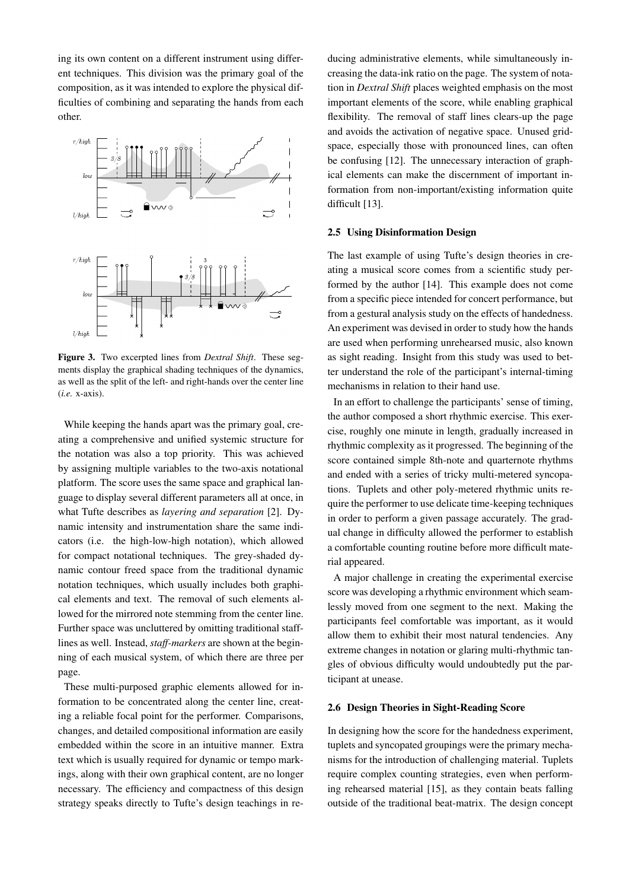ing its own content on a different instrument using different techniques. This division was the primary goal of the composition, as it was intended to explore the physical difficulties of combining and separating the hands from each other.

**Figure 3.** Two excerpted lines from *Dextral Shift*. These segments display the graphical shading techniques of the dynamics, as well as the split of the left- and right-hands over the center line (*i.e.* x-axis).

While keeping the hands apart was the primary goal, creating a comprehensive and unified systemic structure for the notation was also a top priority. This was achieved by assigning multiple variables to the two-axis notational platform. The score uses the same space and graphical language to display several different parameters all at once, in what Tufte describes as *layering and separation* [2]. Dynamic intensity and instrumentation share the same indicators (i.e. the high-low-high notation), which allowed for compact notational techniques. The grey-shaded dynamic contour freed space from the traditional dynamic notation techniques, which usually includes both graphical elements and text. The removal of such elements allowed for the mirrored note stemming from the center line. Further space was uncluttered by omitting traditional staff-lines as well. Instead, *staff-markers* are shown at the beginning of each musical system, of which there are three per page.

These multi-purposed graphic elements allowed for information to be concentrated along the center line, creating a reliable focal point for the performer. Comparisons, changes, and detailed compositional information are easily embedded within the score in an intuitive manner. Extra text which is usually required for dynamic or tempo markings, along with their own graphical content, are no longer necessary. The efficiency and compactness of this design strategy speaks directly to Tufte's design teachings in reducing administrative elements, while simultaneously increasing the data-ink ratio on the page. The system of notation in *Dextral Shift* places weighted emphasis on the most important elements of the score, while enabling graphical flexibility. The removal of staff lines clears-up the page and avoids the activation of negative space. Unused grid-space, especially those with pronounced lines, can often be confusing [12]. The unnecessary interaction of graphical elements can make the discernment of important information from non-important/existing information quite difficult [13].

### 2.5 Using Disinformation Design

The last example of using Tufte's design theories in creating a musical score comes from a scientific study performed by the author [14]. This example does not come from a specific piece intended for concert performance, but from a gestural analysis study on the effects of handedness. An experiment was devised in order to study how the hands are used when performing unrehearsed music, also known as sight reading. Insight from this study was used to better understand the role of the participant's internal-timing mechanisms in relation to their hand use.

In an effort to challenge the participants' sense of timing, the author composed a short rhythmic exercise. This exercise, roughly one minute in length, gradually increased in rhythmic complexity as it progressed. The beginning of the score contained simple 8th-note and quarternote rhythms and ended with a series of tricky multi-metered syncopations. Tuplets and other poly-metered rhythmic units require the performer to use delicate time-keeping techniques in order to perform a given passage accurately. The gradual change in difficulty allowed the performer to establish a comfortable counting routine before more difficult material appeared.

A major challenge in creating the experimental exercise score was developing a rhythmic environment which seamlessly moved from one segment to the next. Making the participants feel comfortable was important, as it would allow them to exhibit their most natural tendencies. Any extreme changes in notation or glaring multi-rhythmic tangles of obvious difficulty would undoubtedly put the participant at unease.

### 2.6 Design Theories in Sight-Reading Score

In designing how the score for the handedness experiment, tuplets and syncopated groupings were the primary mechanisms for the introduction of challenging material. Tuplets require complex counting strategies, even when performing rehearsed material [15], as they contain beats falling outside of the traditional beat-matrix. The design concept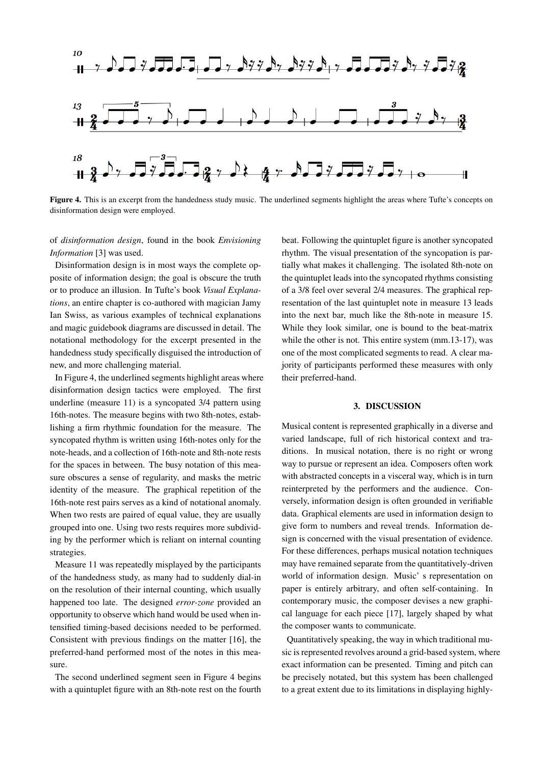**Figure 4.** This is an excerpt from the handedness study music. The underlined segments highlight the areas where Tufte's concepts on disinformation design were employed.

of *disinformation design*, found in the book *Envisioning Information* [3] was used.

Disinformation design is in most ways the complete opposite of information design; the goal is obscure the truth or to produce an illusion. In Tufte's book *Visual Explanations*, an entire chapter is co-authored with magician Jamy Ian Swiss, as various examples of technical explanations and magic guidebook diagrams are discussed in detail. The notational methodology for the excerpt presented in the handedness study specifically disguised the introduction of new, and more challenging material.

In Figure 4, the underlined segments highlight areas where disinformation design tactics were employed. The first underline (measure 11) is a syncopated 3/4 pattern using 16th-notes. The measure begins with two 8th-notes, establishing a firm rhythmic foundation for the measure. The syncopated rhythm is written using 16th-notes only for the note-heads, and a collection of 16th-note and 8th-note rests for the spaces in between. The busy notation of this measure obscures a sense of regularity, and masks the metric identity of the measure. The graphical repetition of the 16th-note rest pairs serves as a kind of notational anomaly. When two rests are paired of equal value, they are usually grouped into one. Using two rests requires more subdividing by the performer which is reliant on internal counting strategies.

Measure 11 was repeatedly misplayed by the participants of the handedness study, as many had to suddenly dial-in on the resolution of their internal counting, which usually happened too late. The designed *error-zone* provided an opportunity to observe which hand would be used when intensified timing-based decisions needed to be performed. Consistent with previous findings on the matter [16], the preferred-hand performed most of the notes in this measure.

The second underlined segment seen in Figure 4 begins with a quintuplet figure with an 8th-note rest on the fourth beat. Following the quintuplet figure is another syncopated rhythm. The visual presentation of the syncopation is partially what makes it challenging. The isolated 8th-note on the quintuplet leads into the syncopated rhythms consisting of a 3/8 feel over several 2/4 measures. The graphical representation of the last quintuplet note in measure 13 leads into the next bar, much like the 8th-note in measure 15. While they look similar, one is bound to the beat-matrix while the other is not. This entire system (mm.13-17), was one of the most complicated segments to read. A clear majority of participants performed these measures with only their preferred-hand.

## 3. DISCUSSION

Musical content is represented graphically in a diverse and varied landscape, full of rich historical context and traditions. In musical notation, there is no right or wrong way to pursue or represent an idea. Composers often work with abstracted concepts in a visceral way, which is in turn reinterpreted by the performers and the audience. Conversely, information design is often grounded in verifiable data. Graphical elements are used in information design to give form to numbers and reveal trends. Information design is concerned with the visual presentation of evidence. For these differences, perhaps musical notation techniques may have remained separate from the quantitatively-driven world of information design. Music' s representation on paper is entirely arbitrary, and often self-containing. In contemporary music, the composer devises a new graphical language for each piece [17], largely shaped by what the composer wants to communicate.

Quantitatively speaking, the way in which traditional music is represented revolves around a grid-based system, where exact information can be presented. Timing and pitch can be precisely notated, but this system has been challenged to a great extent due to its limitations in displaying highly-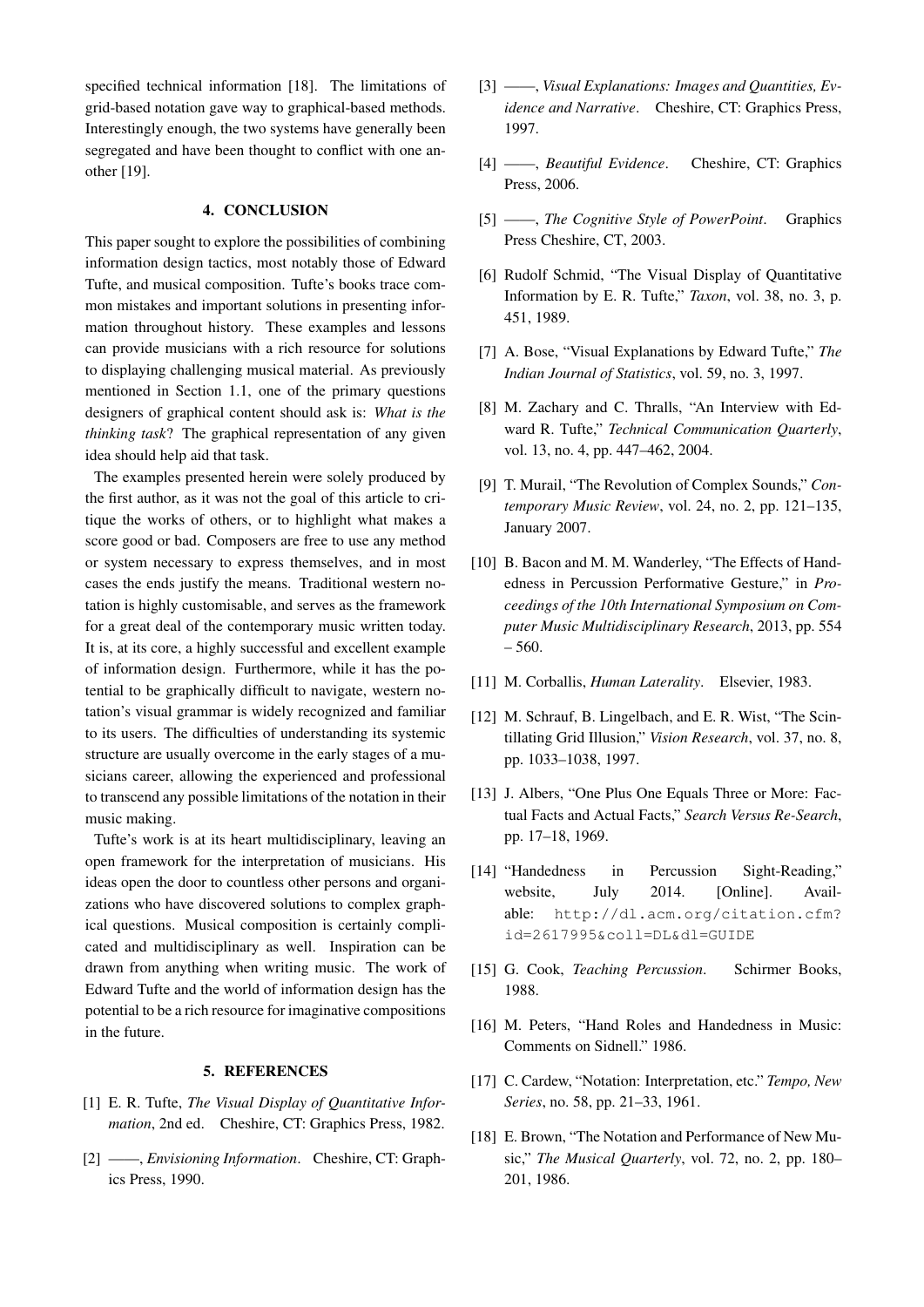specified technical information [18]. The limitations of grid-based notation gave way to graphical-based methods. Interestingly enough, the two systems have generally been segregated and have been thought to conflict with one another [19].

## 4. CONCLUSION

This paper sought to explore the possibilities of combining information design tactics, most notably those of Edward Tufte, and musical composition. Tufte's books trace common mistakes and important solutions in presenting information throughout history. These examples and lessons can provide musicians with a rich resource for solutions to displaying challenging musical material. As previously mentioned in Section 1.1, one of the primary questions designers of graphical content should ask is: *What is the thinking task*? The graphical representation of any given idea should help aid that task.

The examples presented herein were solely produced by the first author, as it was not the goal of this article to critique the works of others, or to highlight what makes a score good or bad. Composers are free to use any method or system necessary to express themselves, and in most cases the ends justify the means. Traditional western notation is highly customisable, and serves as the framework for a great deal of the contemporary music written today. It is, at its core, a highly successful and excellent example of information design. Furthermore, while it has the potential to be graphically difficult to navigate, western notation's visual grammar is widely recognized and familiar to its users. The difficulties of understanding its systemic structure are usually overcome in the early stages of a musicians career, allowing the experienced and professional to transcend any possible limitations of the notation in their music making.

Tufte's work is at its heart multidisciplinary, leaving an open framework for the interpretation of musicians. His ideas open the door to countless other persons and organizations who have discovered solutions to complex graphical questions. Musical composition is certainly complicated and multidisciplinary as well. Inspiration can be drawn from anything when writing music. The work of Edward Tufte and the world of information design has the potential to be a rich resource for imaginative compositions in the future.

## 5. REFERENCES

[1] E. R. Tufte, *The Visual Display of Quantitative Information*, 2nd ed. Cheshire, CT: Graphics Press, 1982.

[2] ——, *Envisioning Information*. Cheshire, CT: Graphics Press, 1990.

[3] ——, *Visual Explanations: Images and Quantities, Evidence and Narrative*. Cheshire, CT: Graphics Press, 1997.

[4] ——, *Beautiful Evidence*. Cheshire, CT: Graphics Press, 2006.

[5] ——, *The Cognitive Style of PowerPoint*. Graphics Press Cheshire, CT, 2003.

[6] Rudolf Schmid, "The Visual Display of Quantitative Information by E. R. Tufte," *Taxon*, vol. 38, no. 3, p. 451, 1989.

[7] A. Bose, "Visual Explanations by Edward Tufte," *The Indian Journal of Statistics*, vol. 59, no. 3, 1997.

[8] M. Zachary and C. Thralls, "An Interview with Edward R. Tufte," *Technical Communication Quarterly*, vol. 13, no. 4, pp. 447–462, 2004.

[9] T. Murail, "The Revolution of Complex Sounds," *Contemporary Music Review*, vol. 24, no. 2, pp. 121–135, January 2007.

[10] B. Bacon and M. M. Wanderley, "The Effects of Handedness in Percussion Performative Gesture," in *Proceedings of the 10th International Symposium on Computer Music Multidisciplinary Research*, 2013, pp. 554 – 560.

[11] M. Corballis, *Human Laterality*. Elsevier, 1983.

[12] M. Schrauf, B. Lingelbach, and E. R. Wist, "The Scintillating Grid Illusion," *Vision Research*, vol. 37, no. 8, pp. 1033–1038, 1997.

[13] J. Albers, "One Plus One Equals Three or More: Factual Facts and Actual Facts," *Search Versus Re-Search*, pp. 17–18, 1969.

[14] "Handedness in Percussion Sight-Reading," website, July 2014. [Online]. Available: http://dl.acm.org/citation.cfm?id=2617995&coll=DL&dl=GUIDE

[15] G. Cook, *Teaching Percussion*. Schirmer Books, 1988.

[16] M. Peters, "Hand Roles and Handedness in Music: Comments on Sidnell." 1986.

[17] C. Cardew, "Notation: Interpretation, etc." *Tempo, New Series*, no. 58, pp. 21–33, 1961.

[18] E. Brown, "The Notation and Performance of New Music," *The Musical Quarterly*, vol. 72, no. 2, pp. 180–201, 1986.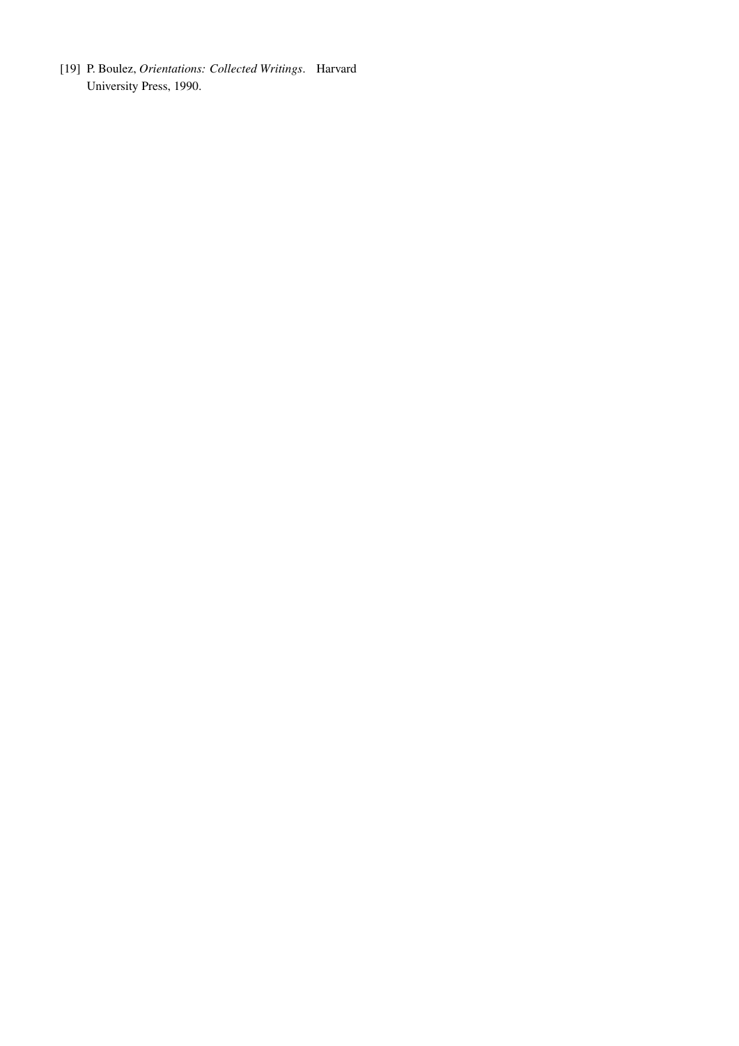[19] P. Boulez, *Orientations: Collected Writings*. Harvard University Press, 1990.